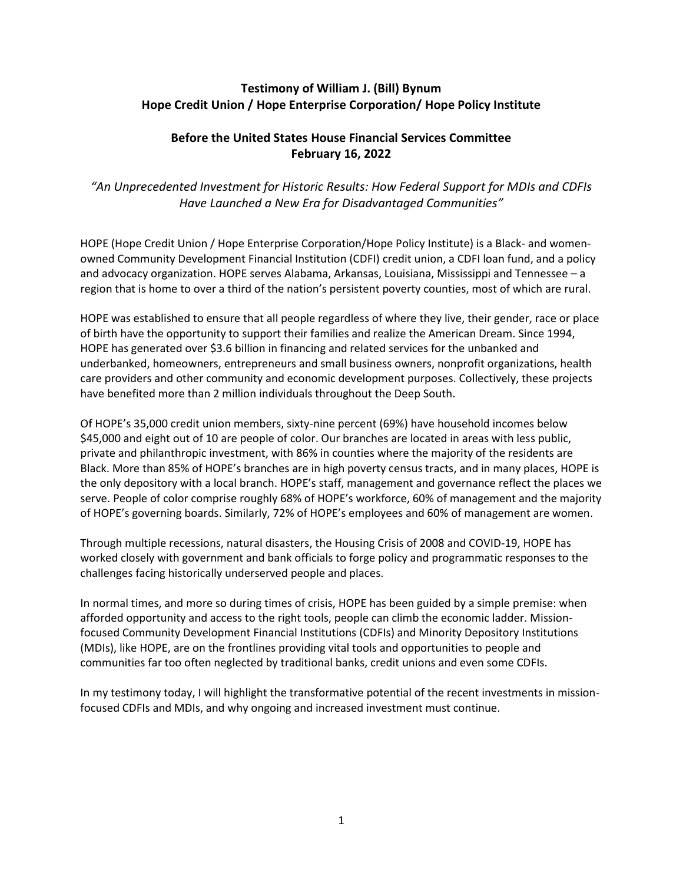# Testimony of William J. (Bill) Bynum
## Hope Credit Union / Hope Enterprise Corporation/ Hope Policy Institute

## Before the United States House Financial Services Committee
## February 16, 2022

*"An Unprecedented Investment for Historic Results: How Federal Support for MDIs and CDFIs Have Launched a New Era for Disadvantaged Communities"*

HOPE (Hope Credit Union / Hope Enterprise Corporation/Hope Policy Institute) is a Black- and women-owned Community Development Financial Institution (CDFI) credit union, a CDFI loan fund, and a policy and advocacy organization. HOPE serves Alabama, Arkansas, Louisiana, Mississippi and Tennessee – a region that is home to over a third of the nation's persistent poverty counties, most of which are rural.

HOPE was established to ensure that all people regardless of where they live, their gender, race or place of birth have the opportunity to support their families and realize the American Dream. Since 1994, HOPE has generated over $3.6 billion in financing and related services for the unbanked and underbanked, homeowners, entrepreneurs and small business owners, nonprofit organizations, health care providers and other community and economic development purposes. Collectively, these projects have benefited more than 2 million individuals throughout the Deep South.

Of HOPE's 35,000 credit union members, sixty-nine percent (69%) have household incomes below $45,000 and eight out of 10 are people of color. Our branches are located in areas with less public, private and philanthropic investment, with 86% in counties where the majority of the residents are Black. More than 85% of HOPE's branches are in high poverty census tracts, and in many places, HOPE is the only depository with a local branch. HOPE's staff, management and governance reflect the places we serve. People of color comprise roughly 68% of HOPE's workforce, 60% of management and the majority of HOPE's governing boards. Similarly, 72% of HOPE's employees and 60% of management are women.

Through multiple recessions, natural disasters, the Housing Crisis of 2008 and COVID-19, HOPE has worked closely with government and bank officials to forge policy and programmatic responses to the challenges facing historically underserved people and places.

In normal times, and more so during times of crisis, HOPE has been guided by a simple premise: when afforded opportunity and access to the right tools, people can climb the economic ladder. Mission-focused Community Development Financial Institutions (CDFIs) and Minority Depository Institutions (MDIs), like HOPE, are on the frontlines providing vital tools and opportunities to people and communities far too often neglected by traditional banks, credit unions and even some CDFIs.

In my testimony today, I will highlight the transformative potential of the recent investments in mission-focused CDFIs and MDIs, and why ongoing and increased investment must continue.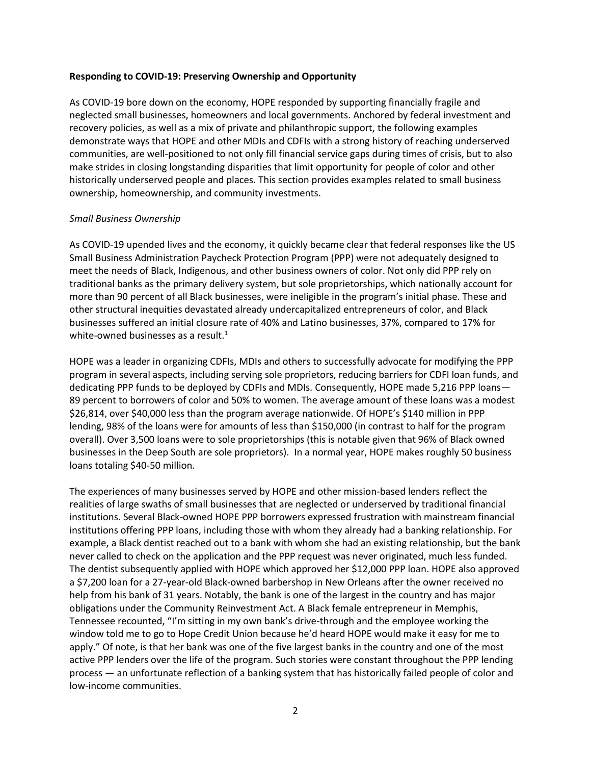**Responding to COVID-19: Preserving Ownership and Opportunity**

As COVID-19 bore down on the economy, HOPE responded by supporting financially fragile and neglected small businesses, homeowners and local governments. Anchored by federal investment and recovery policies, as well as a mix of private and philanthropic support, the following examples demonstrate ways that HOPE and other MDIs and CDFIs with a strong history of reaching underserved communities, are well-positioned to not only fill financial service gaps during times of crisis, but to also make strides in closing longstanding disparities that limit opportunity for people of color and other historically underserved people and places. This section provides examples related to small business ownership, homeownership, and community investments.

*Small Business Ownership*

As COVID-19 upended lives and the economy, it quickly became clear that federal responses like the US Small Business Administration Paycheck Protection Program (PPP) were not adequately designed to meet the needs of Black, Indigenous, and other business owners of color. Not only did PPP rely on traditional banks as the primary delivery system, but sole proprietorships, which nationally account for more than 90 percent of all Black businesses, were ineligible in the program's initial phase. These and other structural inequities devastated already undercapitalized entrepreneurs of color, and Black businesses suffered an initial closure rate of 40% and Latino businesses, 37%, compared to 17% for white-owned businesses as a result.[1]

HOPE was a leader in organizing CDFIs, MDIs and others to successfully advocate for modifying the PPP program in several aspects, including serving sole proprietors, reducing barriers for CDFI loan funds, and dedicating PPP funds to be deployed by CDFIs and MDIs. Consequently, HOPE made 5,216 PPP loans—89 percent to borrowers of color and 50% to women. The average amount of these loans was a modest $26,814, over $40,000 less than the program average nationwide. Of HOPE's $140 million in PPP lending, 98% of the loans were for amounts of less than $150,000 (in contrast to half for the program overall). Over 3,500 loans were to sole proprietorships (this is notable given that 96% of Black owned businesses in the Deep South are sole proprietors). In a normal year, HOPE makes roughly 50 business loans totaling $40-50 million.

The experiences of many businesses served by HOPE and other mission-based lenders reflect the realities of large swaths of small businesses that are neglected or underserved by traditional financial institutions. Several Black-owned HOPE PPP borrowers expressed frustration with mainstream financial institutions offering PPP loans, including those with whom they already had a banking relationship. For example, a Black dentist reached out to a bank with whom she had an existing relationship, but the bank never called to check on the application and the PPP request was never originated, much less funded. The dentist subsequently applied with HOPE which approved her $12,000 PPP loan. HOPE also approved a $7,200 loan for a 27-year-old Black-owned barbershop in New Orleans after the owner received no help from his bank of 31 years. Notably, the bank is one of the largest in the country and has major obligations under the Community Reinvestment Act. A Black female entrepreneur in Memphis, Tennessee recounted, "I'm sitting in my own bank's drive-through and the employee working the window told me to go to Hope Credit Union because he'd heard HOPE would make it easy for me to apply." Of note, is that her bank was one of the five largest banks in the country and one of the most active PPP lenders over the life of the program. Such stories were constant throughout the PPP lending process — an unfortunate reflection of a banking system that has historically failed people of color and low-income communities.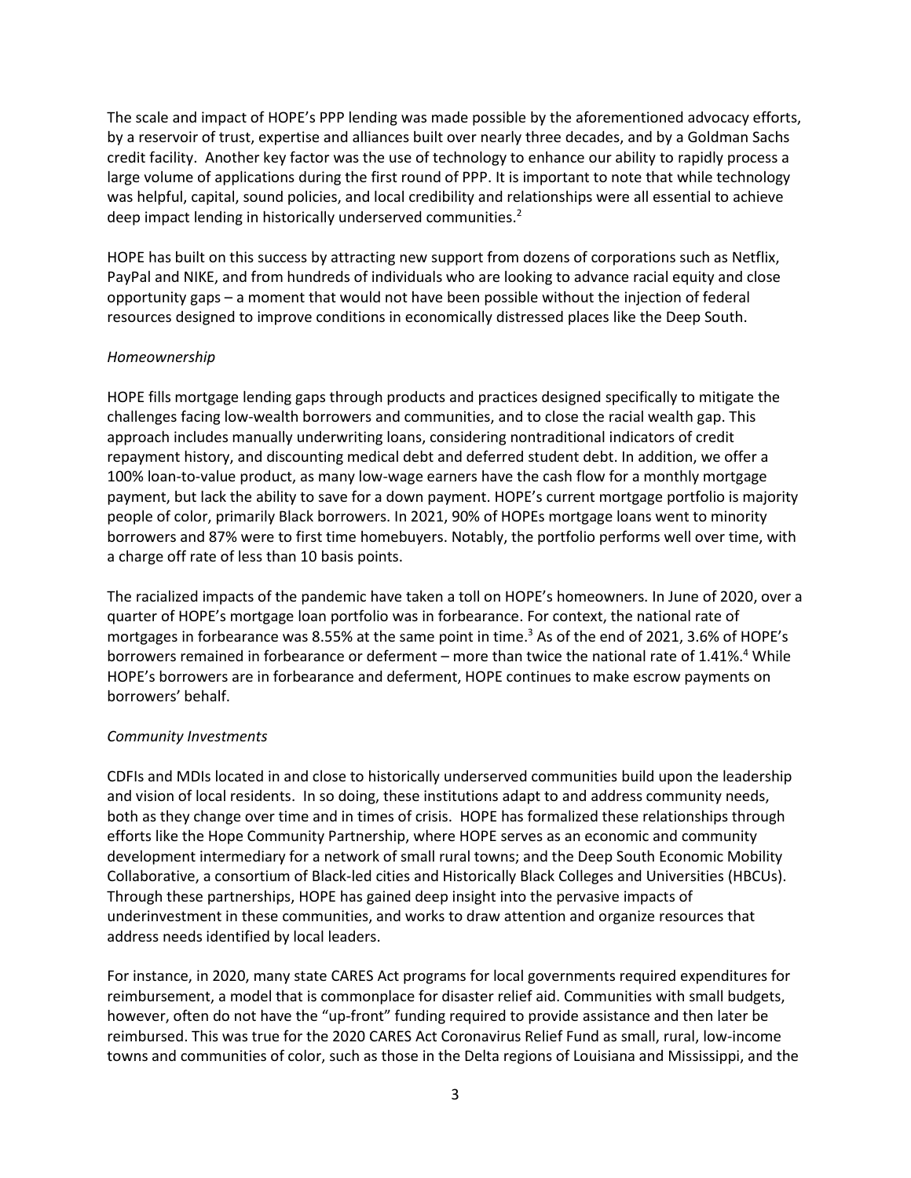The scale and impact of HOPE's PPP lending was made possible by the aforementioned advocacy efforts, by a reservoir of trust, expertise and alliances built over nearly three decades, and by a Goldman Sachs credit facility. Another key factor was the use of technology to enhance our ability to rapidly process a large volume of applications during the first round of PPP. It is important to note that while technology was helpful, capital, sound policies, and local credibility and relationships were all essential to achieve deep impact lending in historically underserved communities.[2]

HOPE has built on this success by attracting new support from dozens of corporations such as Netflix, PayPal and NIKE, and from hundreds of individuals who are looking to advance racial equity and close opportunity gaps – a moment that would not have been possible without the injection of federal resources designed to improve conditions in economically distressed places like the Deep South.

*Homeownership*

HOPE fills mortgage lending gaps through products and practices designed specifically to mitigate the challenges facing low-wealth borrowers and communities, and to close the racial wealth gap. This approach includes manually underwriting loans, considering nontraditional indicators of credit repayment history, and discounting medical debt and deferred student debt. In addition, we offer a 100% loan-to-value product, as many low-wage earners have the cash flow for a monthly mortgage payment, but lack the ability to save for a down payment. HOPE's current mortgage portfolio is majority people of color, primarily Black borrowers. In 2021, 90% of HOPEs mortgage loans went to minority borrowers and 87% were to first time homebuyers. Notably, the portfolio performs well over time, with a charge off rate of less than 10 basis points.

The racialized impacts of the pandemic have taken a toll on HOPE's homeowners. In June of 2020, over a quarter of HOPE's mortgage loan portfolio was in forbearance. For context, the national rate of mortgages in forbearance was 8.55% at the same point in time.[3] As of the end of 2021, 3.6% of HOPE's borrowers remained in forbearance or deferment – more than twice the national rate of 1.41%.[4] While HOPE's borrowers are in forbearance and deferment, HOPE continues to make escrow payments on borrowers' behalf.

*Community Investments*

CDFIs and MDIs located in and close to historically underserved communities build upon the leadership and vision of local residents. In so doing, these institutions adapt to and address community needs, both as they change over time and in times of crisis. HOPE has formalized these relationships through efforts like the Hope Community Partnership, where HOPE serves as an economic and community development intermediary for a network of small rural towns; and the Deep South Economic Mobility Collaborative, a consortium of Black-led cities and Historically Black Colleges and Universities (HBCUs). Through these partnerships, HOPE has gained deep insight into the pervasive impacts of underinvestment in these communities, and works to draw attention and organize resources that address needs identified by local leaders.

For instance, in 2020, many state CARES Act programs for local governments required expenditures for reimbursement, a model that is commonplace for disaster relief aid. Communities with small budgets, however, often do not have the "up-front" funding required to provide assistance and then later be reimbursed. This was true for the 2020 CARES Act Coronavirus Relief Fund as small, rural, low-income towns and communities of color, such as those in the Delta regions of Louisiana and Mississippi, and the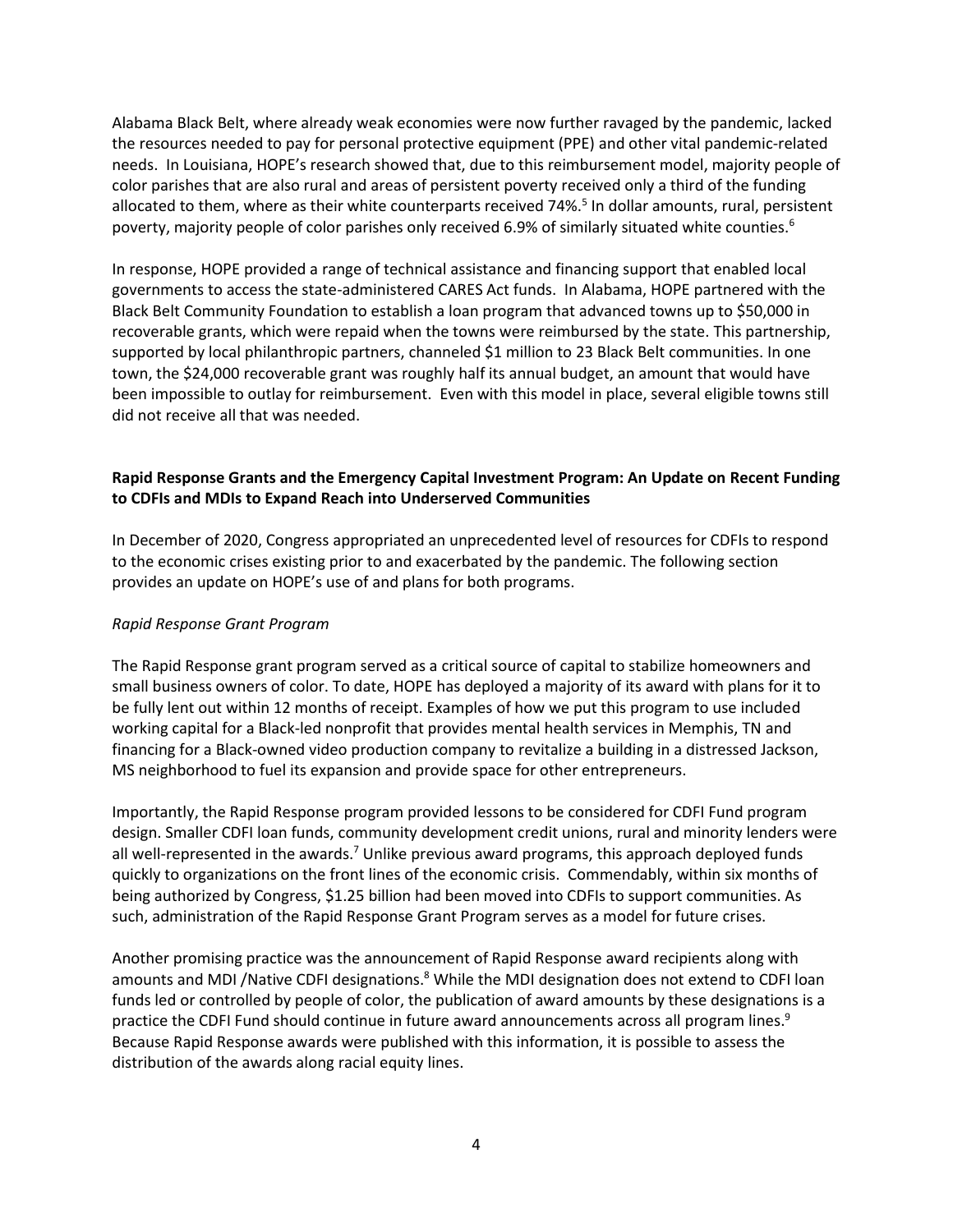Alabama Black Belt, where already weak economies were now further ravaged by the pandemic, lacked the resources needed to pay for personal protective equipment (PPE) and other vital pandemic-related needs. In Louisiana, HOPE's research showed that, due to this reimbursement model, majority people of color parishes that are also rural and areas of persistent poverty received only a third of the funding allocated to them, where as their white counterparts received 74%.[5] In dollar amounts, rural, persistent poverty, majority people of color parishes only received 6.9% of similarly situated white counties.[6]

In response, HOPE provided a range of technical assistance and financing support that enabled local governments to access the state-administered CARES Act funds. In Alabama, HOPE partnered with the Black Belt Community Foundation to establish a loan program that advanced towns up to $50,000 in recoverable grants, which were repaid when the towns were reimbursed by the state. This partnership, supported by local philanthropic partners, channeled $1 million to 23 Black Belt communities. In one town, the $24,000 recoverable grant was roughly half its annual budget, an amount that would have been impossible to outlay for reimbursement. Even with this model in place, several eligible towns still did not receive all that was needed.

**Rapid Response Grants and the Emergency Capital Investment Program: An Update on Recent Funding to CDFIs and MDIs to Expand Reach into Underserved Communities**

In December of 2020, Congress appropriated an unprecedented level of resources for CDFIs to respond to the economic crises existing prior to and exacerbated by the pandemic. The following section provides an update on HOPE's use of and plans for both programs.

*Rapid Response Grant Program*

The Rapid Response grant program served as a critical source of capital to stabilize homeowners and small business owners of color. To date, HOPE has deployed a majority of its award with plans for it to be fully lent out within 12 months of receipt. Examples of how we put this program to use included working capital for a Black-led nonprofit that provides mental health services in Memphis, TN and financing for a Black-owned video production company to revitalize a building in a distressed Jackson, MS neighborhood to fuel its expansion and provide space for other entrepreneurs.

Importantly, the Rapid Response program provided lessons to be considered for CDFI Fund program design. Smaller CDFI loan funds, community development credit unions, rural and minority lenders were all well-represented in the awards.[7] Unlike previous award programs, this approach deployed funds quickly to organizations on the front lines of the economic crisis. Commendably, within six months of being authorized by Congress, $1.25 billion had been moved into CDFIs to support communities. As such, administration of the Rapid Response Grant Program serves as a model for future crises.

Another promising practice was the announcement of Rapid Response award recipients along with amounts and MDI /Native CDFI designations.[8] While the MDI designation does not extend to CDFI loan funds led or controlled by people of color, the publication of award amounts by these designations is a practice the CDFI Fund should continue in future award announcements across all program lines.[9] Because Rapid Response awards were published with this information, it is possible to assess the distribution of the awards along racial equity lines.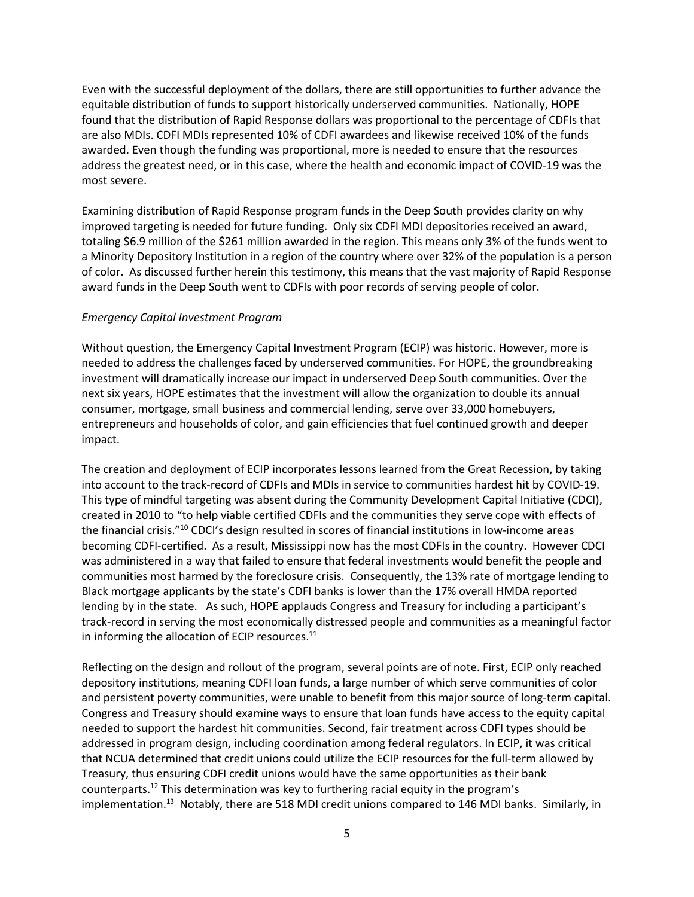Even with the successful deployment of the dollars, there are still opportunities to further advance the equitable distribution of funds to support historically underserved communities. Nationally, HOPE found that the distribution of Rapid Response dollars was proportional to the percentage of CDFIs that are also MDIs. CDFI MDIs represented 10% of CDFI awardees and likewise received 10% of the funds awarded. Even though the funding was proportional, more is needed to ensure that the resources address the greatest need, or in this case, where the health and economic impact of COVID-19 was the most severe.

Examining distribution of Rapid Response program funds in the Deep South provides clarity on why improved targeting is needed for future funding. Only six CDFI MDI depositories received an award, totaling $6.9 million of the $261 million awarded in the region. This means only 3% of the funds went to a Minority Depository Institution in a region of the country where over 32% of the population is a person of color. As discussed further herein this testimony, this means that the vast majority of Rapid Response award funds in the Deep South went to CDFIs with poor records of serving people of color.

*Emergency Capital Investment Program*

Without question, the Emergency Capital Investment Program (ECIP) was historic. However, more is needed to address the challenges faced by underserved communities. For HOPE, the groundbreaking investment will dramatically increase our impact in underserved Deep South communities. Over the next six years, HOPE estimates that the investment will allow the organization to double its annual consumer, mortgage, small business and commercial lending, serve over 33,000 homebuyers, entrepreneurs and households of color, and gain efficiencies that fuel continued growth and deeper impact.

The creation and deployment of ECIP incorporates lessons learned from the Great Recession, by taking into account to the track-record of CDFIs and MDIs in service to communities hardest hit by COVID-19. This type of mindful targeting was absent during the Community Development Capital Initiative (CDCI), created in 2010 to "to help viable certified CDFIs and the communities they serve cope with effects of the financial crisis."[10] CDCI's design resulted in scores of financial institutions in low-income areas becoming CDFI-certified. As a result, Mississippi now has the most CDFIs in the country. However CDCI was administered in a way that failed to ensure that federal investments would benefit the people and communities most harmed by the foreclosure crisis. Consequently, the 13% rate of mortgage lending to Black mortgage applicants by the state's CDFI banks is lower than the 17% overall HMDA reported lending by in the state. As such, HOPE applauds Congress and Treasury for including a participant's track-record in serving the most economically distressed people and communities as a meaningful factor in informing the allocation of ECIP resources.[11]

Reflecting on the design and rollout of the program, several points are of note. First, ECIP only reached depository institutions, meaning CDFI loan funds, a large number of which serve communities of color and persistent poverty communities, were unable to benefit from this major source of long-term capital. Congress and Treasury should examine ways to ensure that loan funds have access to the equity capital needed to support the hardest hit communities. Second, fair treatment across CDFI types should be addressed in program design, including coordination among federal regulators. In ECIP, it was critical that NCUA determined that credit unions could utilize the ECIP resources for the full-term allowed by Treasury, thus ensuring CDFI credit unions would have the same opportunities as their bank counterparts.[12] This determination was key to furthering racial equity in the program's implementation.[13] Notably, there are 518 MDI credit unions compared to 146 MDI banks. Similarly, in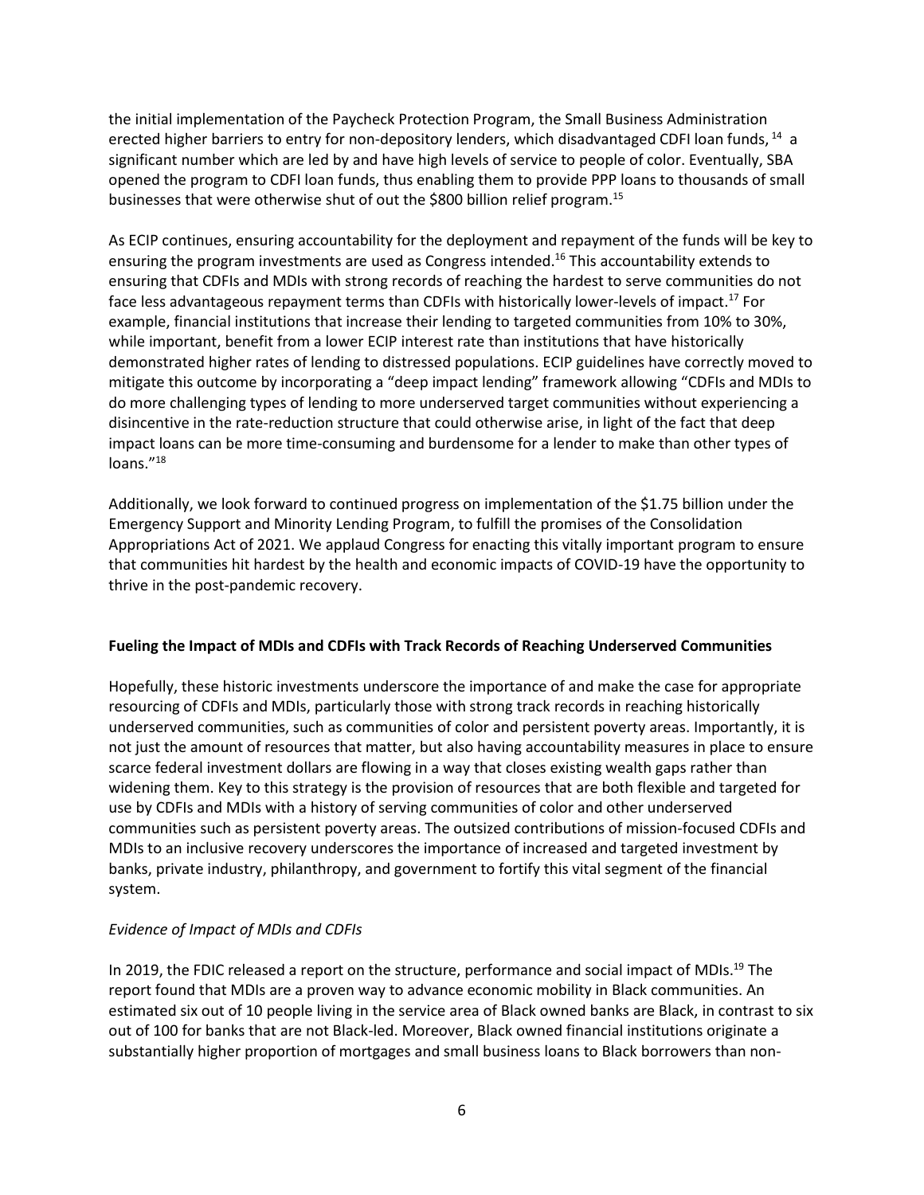the initial implementation of the Paycheck Protection Program, the Small Business Administration erected higher barriers to entry for non-depository lenders, which disadvantaged CDFI loan funds, [14] a significant number which are led by and have high levels of service to people of color. Eventually, SBA opened the program to CDFI loan funds, thus enabling them to provide PPP loans to thousands of small businesses that were otherwise shut of out the $800 billion relief program.[15]

As ECIP continues, ensuring accountability for the deployment and repayment of the funds will be key to ensuring the program investments are used as Congress intended.[16] This accountability extends to ensuring that CDFIs and MDIs with strong records of reaching the hardest to serve communities do not face less advantageous repayment terms than CDFIs with historically lower-levels of impact.[17] For example, financial institutions that increase their lending to targeted communities from 10% to 30%, while important, benefit from a lower ECIP interest rate than institutions that have historically demonstrated higher rates of lending to distressed populations. ECIP guidelines have correctly moved to mitigate this outcome by incorporating a "deep impact lending" framework allowing "CDFIs and MDIs to do more challenging types of lending to more underserved target communities without experiencing a disincentive in the rate-reduction structure that could otherwise arise, in light of the fact that deep impact loans can be more time-consuming and burdensome for a lender to make than other types of loans."[18]

Additionally, we look forward to continued progress on implementation of the $1.75 billion under the Emergency Support and Minority Lending Program, to fulfill the promises of the Consolidation Appropriations Act of 2021. We applaud Congress for enacting this vitally important program to ensure that communities hit hardest by the health and economic impacts of COVID-19 have the opportunity to thrive in the post-pandemic recovery.

**Fueling the Impact of MDIs and CDFIs with Track Records of Reaching Underserved Communities**

Hopefully, these historic investments underscore the importance of and make the case for appropriate resourcing of CDFIs and MDIs, particularly those with strong track records in reaching historically underserved communities, such as communities of color and persistent poverty areas. Importantly, it is not just the amount of resources that matter, but also having accountability measures in place to ensure scarce federal investment dollars are flowing in a way that closes existing wealth gaps rather than widening them. Key to this strategy is the provision of resources that are both flexible and targeted for use by CDFIs and MDIs with a history of serving communities of color and other underserved communities such as persistent poverty areas. The outsized contributions of mission-focused CDFIs and MDIs to an inclusive recovery underscores the importance of increased and targeted investment by banks, private industry, philanthropy, and government to fortify this vital segment of the financial system.

*Evidence of Impact of MDIs and CDFIs*

In 2019, the FDIC released a report on the structure, performance and social impact of MDIs.[19] The report found that MDIs are a proven way to advance economic mobility in Black communities. An estimated six out of 10 people living in the service area of Black owned banks are Black, in contrast to six out of 100 for banks that are not Black-led. Moreover, Black owned financial institutions originate a substantially higher proportion of mortgages and small business loans to Black borrowers than non-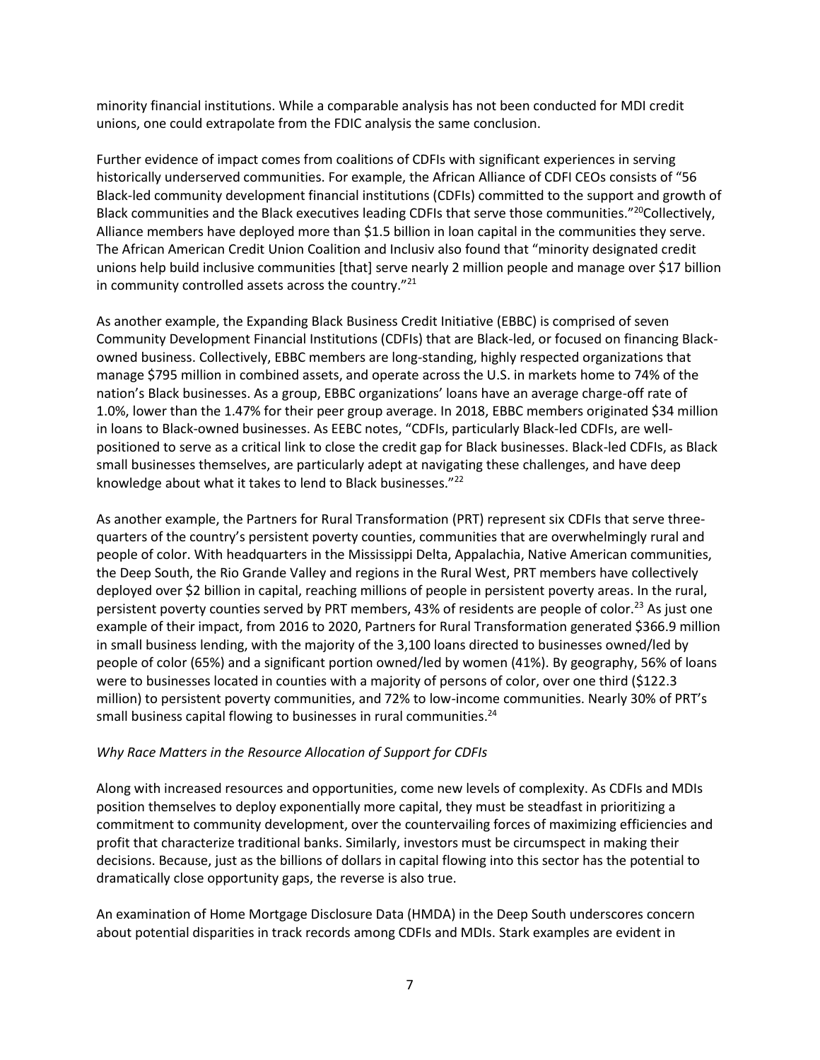minority financial institutions. While a comparable analysis has not been conducted for MDI credit unions, one could extrapolate from the FDIC analysis the same conclusion.

Further evidence of impact comes from coalitions of CDFIs with significant experiences in serving historically underserved communities. For example, the African Alliance of CDFI CEOs consists of "56 Black-led community development financial institutions (CDFIs) committed to the support and growth of Black communities and the Black executives leading CDFIs that serve those communities."[20]Collectively, Alliance members have deployed more than $1.5 billion in loan capital in the communities they serve. The African American Credit Union Coalition and Inclusiv also found that "minority designated credit unions help build inclusive communities [that] serve nearly 2 million people and manage over $17 billion in community controlled assets across the country."[21]

As another example, the Expanding Black Business Credit Initiative (EBBC) is comprised of seven Community Development Financial Institutions (CDFIs) that are Black-led, or focused on financing Black-owned business. Collectively, EBBC members are long-standing, highly respected organizations that manage $795 million in combined assets, and operate across the U.S. in markets home to 74% of the nation's Black businesses. As a group, EBBC organizations' loans have an average charge-off rate of 1.0%, lower than the 1.47% for their peer group average. In 2018, EBBC members originated $34 million in loans to Black-owned businesses. As EEBC notes, "CDFIs, particularly Black-led CDFIs, are well-positioned to serve as a critical link to close the credit gap for Black businesses. Black-led CDFIs, as Black small businesses themselves, are particularly adept at navigating these challenges, and have deep knowledge about what it takes to lend to Black businesses."[22]

As another example, the Partners for Rural Transformation (PRT) represent six CDFIs that serve three-quarters of the country's persistent poverty counties, communities that are overwhelmingly rural and people of color. With headquarters in the Mississippi Delta, Appalachia, Native American communities, the Deep South, the Rio Grande Valley and regions in the Rural West, PRT members have collectively deployed over $2 billion in capital, reaching millions of people in persistent poverty areas. In the rural, persistent poverty counties served by PRT members, 43% of residents are people of color.[23] As just one example of their impact, from 2016 to 2020, Partners for Rural Transformation generated $366.9 million in small business lending, with the majority of the 3,100 loans directed to businesses owned/led by people of color (65%) and a significant portion owned/led by women (41%). By geography, 56% of loans were to businesses located in counties with a majority of persons of color, over one third ($122.3 million) to persistent poverty communities, and 72% to low-income communities. Nearly 30% of PRT's small business capital flowing to businesses in rural communities.[24]

*Why Race Matters in the Resource Allocation of Support for CDFIs*

Along with increased resources and opportunities, come new levels of complexity. As CDFIs and MDIs position themselves to deploy exponentially more capital, they must be steadfast in prioritizing a commitment to community development, over the countervailing forces of maximizing efficiencies and profit that characterize traditional banks. Similarly, investors must be circumspect in making their decisions. Because, just as the billions of dollars in capital flowing into this sector has the potential to dramatically close opportunity gaps, the reverse is also true.

An examination of Home Mortgage Disclosure Data (HMDA) in the Deep South underscores concern about potential disparities in track records among CDFIs and MDIs. Stark examples are evident in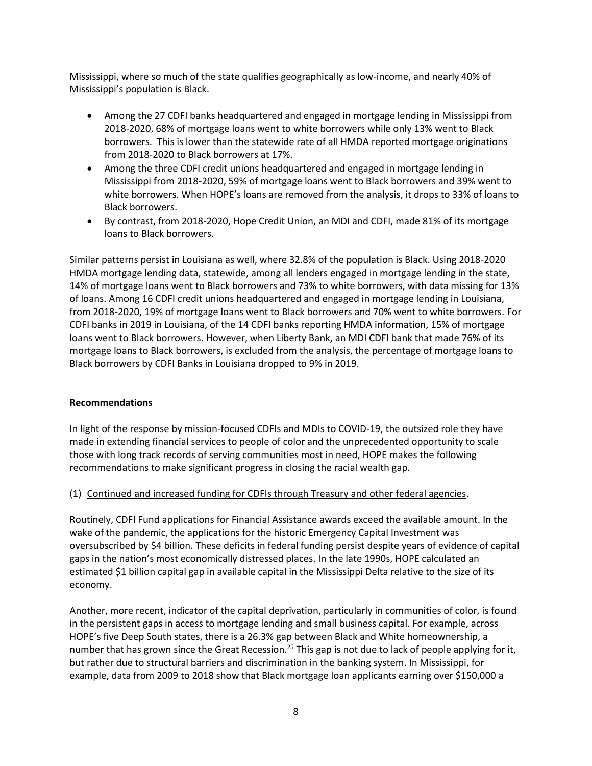Mississippi, where so much of the state qualifies geographically as low-income, and nearly 40% of Mississippi's population is Black.

- Among the 27 CDFI banks headquartered and engaged in mortgage lending in Mississippi from 2018-2020, 68% of mortgage loans went to white borrowers while only 13% went to Black borrowers. This is lower than the statewide rate of all HMDA reported mortgage originations from 2018-2020 to Black borrowers at 17%.
- Among the three CDFI credit unions headquartered and engaged in mortgage lending in Mississippi from 2018-2020, 59% of mortgage loans went to Black borrowers and 39% went to white borrowers. When HOPE's loans are removed from the analysis, it drops to 33% of loans to Black borrowers.
- By contrast, from 2018-2020, Hope Credit Union, an MDI and CDFI, made 81% of its mortgage loans to Black borrowers.

Similar patterns persist in Louisiana as well, where 32.8% of the population is Black. Using 2018-2020 HMDA mortgage lending data, statewide, among all lenders engaged in mortgage lending in the state, 14% of mortgage loans went to Black borrowers and 73% to white borrowers, with data missing for 13% of loans. Among 16 CDFI credit unions headquartered and engaged in mortgage lending in Louisiana, from 2018-2020, 19% of mortgage loans went to Black borrowers and 70% went to white borrowers. For CDFI banks in 2019 in Louisiana, of the 14 CDFI banks reporting HMDA information, 15% of mortgage loans went to Black borrowers. However, when Liberty Bank, an MDI CDFI bank that made 76% of its mortgage loans to Black borrowers, is excluded from the analysis, the percentage of mortgage loans to Black borrowers by CDFI Banks in Louisiana dropped to 9% in 2019.

**Recommendations**

In light of the response by mission-focused CDFIs and MDIs to COVID-19, the outsized role they have made in extending financial services to people of color and the unprecedented opportunity to scale those with long track records of serving communities most in need, HOPE makes the following recommendations to make significant progress in closing the racial wealth gap.

(1) <u>Continued and increased funding for CDFIs through Treasury and other federal agencies</u>.

Routinely, CDFI Fund applications for Financial Assistance awards exceed the available amount. In the wake of the pandemic, the applications for the historic Emergency Capital Investment was oversubscribed by $4 billion. These deficits in federal funding persist despite years of evidence of capital gaps in the nation's most economically distressed places. In the late 1990s, HOPE calculated an estimated $1 billion capital gap in available capital in the Mississippi Delta relative to the size of its economy.

Another, more recent, indicator of the capital deprivation, particularly in communities of color, is found in the persistent gaps in access to mortgage lending and small business capital. For example, across HOPE's five Deep South states, there is a 26.3% gap between Black and White homeownership, a number that has grown since the Great Recession.[25] This gap is not due to lack of people applying for it, but rather due to structural barriers and discrimination in the banking system. In Mississippi, for example, data from 2009 to 2018 show that Black mortgage loan applicants earning over $150,000 a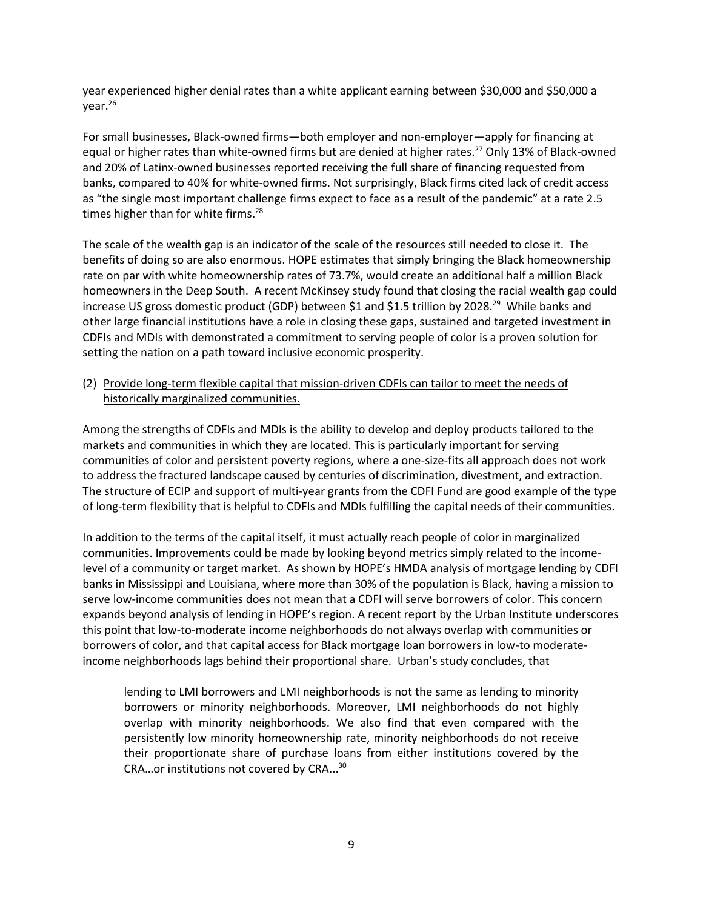year experienced higher denial rates than a white applicant earning between $30,000 and $50,000 a year.[26]

For small businesses, Black-owned firms—both employer and non-employer—apply for financing at equal or higher rates than white-owned firms but are denied at higher rates.[27] Only 13% of Black-owned and 20% of Latinx-owned businesses reported receiving the full share of financing requested from banks, compared to 40% for white-owned firms. Not surprisingly, Black firms cited lack of credit access as "the single most important challenge firms expect to face as a result of the pandemic" at a rate 2.5 times higher than for white firms.[28]

The scale of the wealth gap is an indicator of the scale of the resources still needed to close it. The benefits of doing so are also enormous. HOPE estimates that simply bringing the Black homeownership rate on par with white homeownership rates of 73.7%, would create an additional half a million Black homeowners in the Deep South. A recent McKinsey study found that closing the racial wealth gap could increase US gross domestic product (GDP) between $1 and $1.5 trillion by 2028.[29] While banks and other large financial institutions have a role in closing these gaps, sustained and targeted investment in CDFIs and MDIs with demonstrated a commitment to serving people of color is a proven solution for setting the nation on a path toward inclusive economic prosperity.

(2) Provide long-term flexible capital that mission-driven CDFIs can tailor to meet the needs of historically marginalized communities.

Among the strengths of CDFIs and MDIs is the ability to develop and deploy products tailored to the markets and communities in which they are located. This is particularly important for serving communities of color and persistent poverty regions, where a one-size-fits all approach does not work to address the fractured landscape caused by centuries of discrimination, divestment, and extraction. The structure of ECIP and support of multi-year grants from the CDFI Fund are good example of the type of long-term flexibility that is helpful to CDFIs and MDIs fulfilling the capital needs of their communities.

In addition to the terms of the capital itself, it must actually reach people of color in marginalized communities. Improvements could be made by looking beyond metrics simply related to the income-level of a community or target market. As shown by HOPE's HMDA analysis of mortgage lending by CDFI banks in Mississippi and Louisiana, where more than 30% of the population is Black, having a mission to serve low-income communities does not mean that a CDFI will serve borrowers of color. This concern expands beyond analysis of lending in HOPE's region. A recent report by the Urban Institute underscores this point that low-to-moderate income neighborhoods do not always overlap with communities or borrowers of color, and that capital access for Black mortgage loan borrowers in low-to moderate-income neighborhoods lags behind their proportional share. Urban's study concludes, that

> lending to LMI borrowers and LMI neighborhoods is not the same as lending to minority borrowers or minority neighborhoods. Moreover, LMI neighborhoods do not highly overlap with minority neighborhoods. We also find that even compared with the persistently low minority homeownership rate, minority neighborhoods do not receive their proportionate share of purchase loans from either institutions covered by the CRA…or institutions not covered by CRA...[30]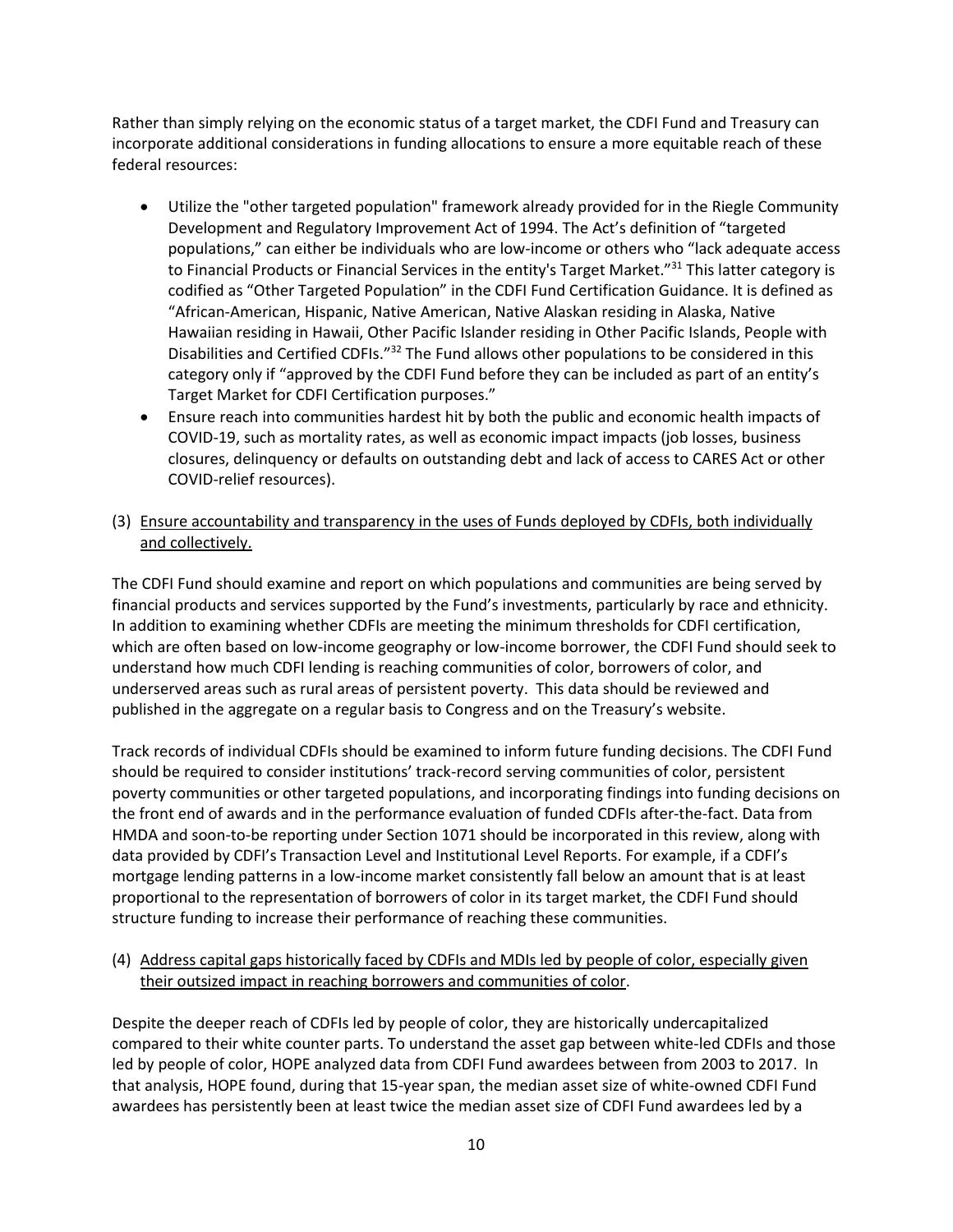Rather than simply relying on the economic status of a target market, the CDFI Fund and Treasury can incorporate additional considerations in funding allocations to ensure a more equitable reach of these federal resources:

- Utilize the "other targeted population" framework already provided for in the Riegle Community Development and Regulatory Improvement Act of 1994. The Act's definition of "targeted populations," can either be individuals who are low-income or others who "lack adequate access to Financial Products or Financial Services in the entity's Target Market."[31] This latter category is codified as "Other Targeted Population" in the CDFI Fund Certification Guidance. It is defined as "African-American, Hispanic, Native American, Native Alaskan residing in Alaska, Native Hawaiian residing in Hawaii, Other Pacific Islander residing in Other Pacific Islands, People with Disabilities and Certified CDFIs."[32] The Fund allows other populations to be considered in this category only if "approved by the CDFI Fund before they can be included as part of an entity's Target Market for CDFI Certification purposes."
- Ensure reach into communities hardest hit by both the public and economic health impacts of COVID-19, such as mortality rates, as well as economic impact impacts (job losses, business closures, delinquency or defaults on outstanding debt and lack of access to CARES Act or other COVID-relief resources).

(3) <u>Ensure accountability and transparency in the uses of Funds deployed by CDFIs, both individually and collectively.</u>

The CDFI Fund should examine and report on which populations and communities are being served by financial products and services supported by the Fund's investments, particularly by race and ethnicity. In addition to examining whether CDFIs are meeting the minimum thresholds for CDFI certification, which are often based on low-income geography or low-income borrower, the CDFI Fund should seek to understand how much CDFI lending is reaching communities of color, borrowers of color, and underserved areas such as rural areas of persistent poverty. This data should be reviewed and published in the aggregate on a regular basis to Congress and on the Treasury's website.

Track records of individual CDFIs should be examined to inform future funding decisions. The CDFI Fund should be required to consider institutions' track-record serving communities of color, persistent poverty communities or other targeted populations, and incorporating findings into funding decisions on the front end of awards and in the performance evaluation of funded CDFIs after-the-fact. Data from HMDA and soon-to-be reporting under Section 1071 should be incorporated in this review, along with data provided by CDFI's Transaction Level and Institutional Level Reports. For example, if a CDFI's mortgage lending patterns in a low-income market consistently fall below an amount that is at least proportional to the representation of borrowers of color in its target market, the CDFI Fund should structure funding to increase their performance of reaching these communities.

(4) <u>Address capital gaps historically faced by CDFIs and MDIs led by people of color, especially given their outsized impact in reaching borrowers and communities of color</u>.

Despite the deeper reach of CDFIs led by people of color, they are historically undercapitalized compared to their white counter parts. To understand the asset gap between white-led CDFIs and those led by people of color, HOPE analyzed data from CDFI Fund awardees between from 2003 to 2017. In that analysis, HOPE found, during that 15-year span, the median asset size of white-owned CDFI Fund awardees has persistently been at least twice the median asset size of CDFI Fund awardees led by a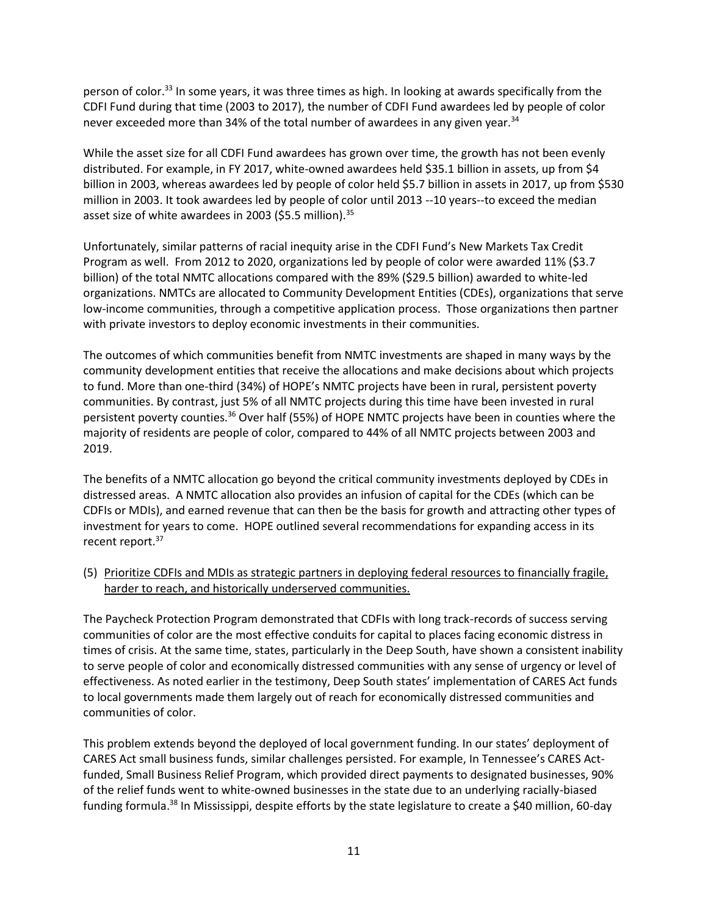person of color.[33] In some years, it was three times as high. In looking at awards specifically from the CDFI Fund during that time (2003 to 2017), the number of CDFI Fund awardees led by people of color never exceeded more than 34% of the total number of awardees in any given year.[34]

While the asset size for all CDFI Fund awardees has grown over time, the growth has not been evenly distributed. For example, in FY 2017, white-owned awardees held $35.1 billion in assets, up from $4 billion in 2003, whereas awardees led by people of color held $5.7 billion in assets in 2017, up from $530 million in 2003. It took awardees led by people of color until 2013 --10 years--to exceed the median asset size of white awardees in 2003 ($5.5 million).[35]

Unfortunately, similar patterns of racial inequity arise in the CDFI Fund's New Markets Tax Credit Program as well. From 2012 to 2020, organizations led by people of color were awarded 11% ($3.7 billion) of the total NMTC allocations compared with the 89% ($29.5 billion) awarded to white-led organizations. NMTCs are allocated to Community Development Entities (CDEs), organizations that serve low-income communities, through a competitive application process. Those organizations then partner with private investors to deploy economic investments in their communities.

The outcomes of which communities benefit from NMTC investments are shaped in many ways by the community development entities that receive the allocations and make decisions about which projects to fund. More than one-third (34%) of HOPE's NMTC projects have been in rural, persistent poverty communities. By contrast, just 5% of all NMTC projects during this time have been invested in rural persistent poverty counties.[36] Over half (55%) of HOPE NMTC projects have been in counties where the majority of residents are people of color, compared to 44% of all NMTC projects between 2003 and 2019.

The benefits of a NMTC allocation go beyond the critical community investments deployed by CDEs in distressed areas. A NMTC allocation also provides an infusion of capital for the CDEs (which can be CDFIs or MDIs), and earned revenue that can then be the basis for growth and attracting other types of investment for years to come. HOPE outlined several recommendations for expanding access in its recent report.[37]

(5) <u>Prioritize CDFIs and MDIs as strategic partners in deploying federal resources to financially fragile, harder to reach, and historically underserved communities.</u>

The Paycheck Protection Program demonstrated that CDFIs with long track-records of success serving communities of color are the most effective conduits for capital to places facing economic distress in times of crisis. At the same time, states, particularly in the Deep South, have shown a consistent inability to serve people of color and economically distressed communities with any sense of urgency or level of effectiveness. As noted earlier in the testimony, Deep South states' implementation of CARES Act funds to local governments made them largely out of reach for economically distressed communities and communities of color.

This problem extends beyond the deployed of local government funding. In our states' deployment of CARES Act small business funds, similar challenges persisted. For example, In Tennessee's CARES Act-funded, Small Business Relief Program, which provided direct payments to designated businesses, 90% of the relief funds went to white-owned businesses in the state due to an underlying racially-biased funding formula.[38] In Mississippi, despite efforts by the state legislature to create a $40 million, 60-day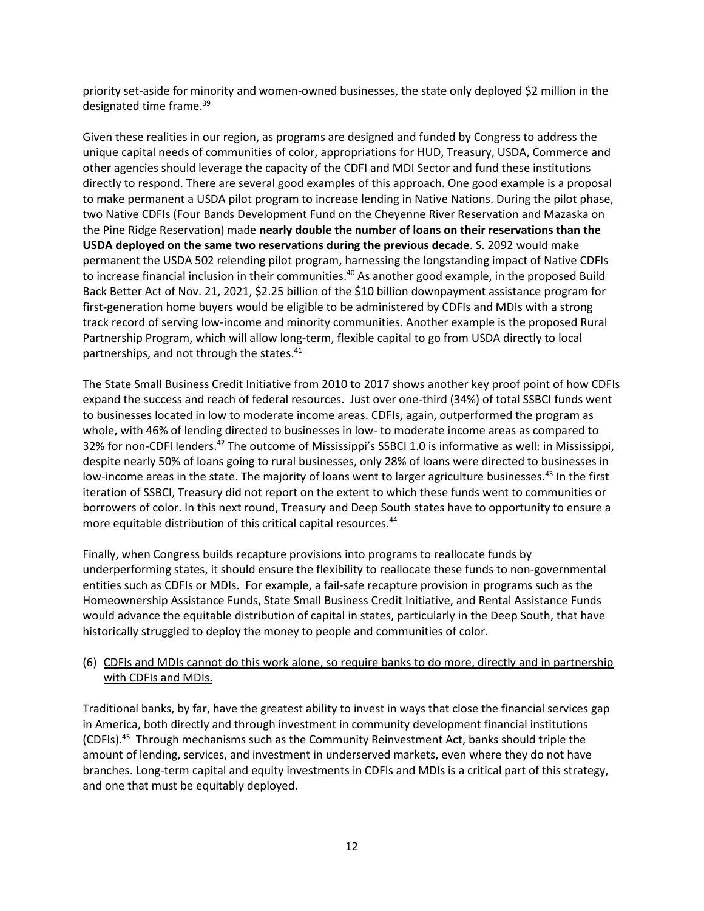priority set-aside for minority and women-owned businesses, the state only deployed $2 million in the designated time frame.[39]

Given these realities in our region, as programs are designed and funded by Congress to address the unique capital needs of communities of color, appropriations for HUD, Treasury, USDA, Commerce and other agencies should leverage the capacity of the CDFI and MDI Sector and fund these institutions directly to respond. There are several good examples of this approach. One good example is a proposal to make permanent a USDA pilot program to increase lending in Native Nations. During the pilot phase, two Native CDFIs (Four Bands Development Fund on the Cheyenne River Reservation and Mazaska on the Pine Ridge Reservation) made **nearly double the number of loans on their reservations than the USDA deployed on the same two reservations during the previous decade**. S. 2092 would make permanent the USDA 502 relending pilot program, harnessing the longstanding impact of Native CDFIs to increase financial inclusion in their communities.[40] As another good example, in the proposed Build Back Better Act of Nov. 21, 2021, $2.25 billion of the $10 billion downpayment assistance program for first-generation home buyers would be eligible to be administered by CDFIs and MDIs with a strong track record of serving low-income and minority communities. Another example is the proposed Rural Partnership Program, which will allow long-term, flexible capital to go from USDA directly to local partnerships, and not through the states.[41]

The State Small Business Credit Initiative from 2010 to 2017 shows another key proof point of how CDFIs expand the success and reach of federal resources. Just over one-third (34%) of total SSBCI funds went to businesses located in low to moderate income areas. CDFIs, again, outperformed the program as whole, with 46% of lending directed to businesses in low- to moderate income areas as compared to 32% for non-CDFI lenders.[42] The outcome of Mississippi's SSBCI 1.0 is informative as well: in Mississippi, despite nearly 50% of loans going to rural businesses, only 28% of loans were directed to businesses in low-income areas in the state. The majority of loans went to larger agriculture businesses.[43] In the first iteration of SSBCI, Treasury did not report on the extent to which these funds went to communities or borrowers of color. In this next round, Treasury and Deep South states have to opportunity to ensure a more equitable distribution of this critical capital resources.[44]

Finally, when Congress builds recapture provisions into programs to reallocate funds by underperforming states, it should ensure the flexibility to reallocate these funds to non-governmental entities such as CDFIs or MDIs. For example, a fail-safe recapture provision in programs such as the Homeownership Assistance Funds, State Small Business Credit Initiative, and Rental Assistance Funds would advance the equitable distribution of capital in states, particularly in the Deep South, that have historically struggled to deploy the money to people and communities of color.

(6) <u>CDFIs and MDIs cannot do this work alone, so require banks to do more, directly and in partnership with CDFIs and MDIs.</u>

Traditional banks, by far, have the greatest ability to invest in ways that close the financial services gap in America, both directly and through investment in community development financial institutions (CDFIs).[45] Through mechanisms such as the Community Reinvestment Act, banks should triple the amount of lending, services, and investment in underserved markets, even where they do not have branches. Long-term capital and equity investments in CDFIs and MDIs is a critical part of this strategy, and one that must be equitably deployed.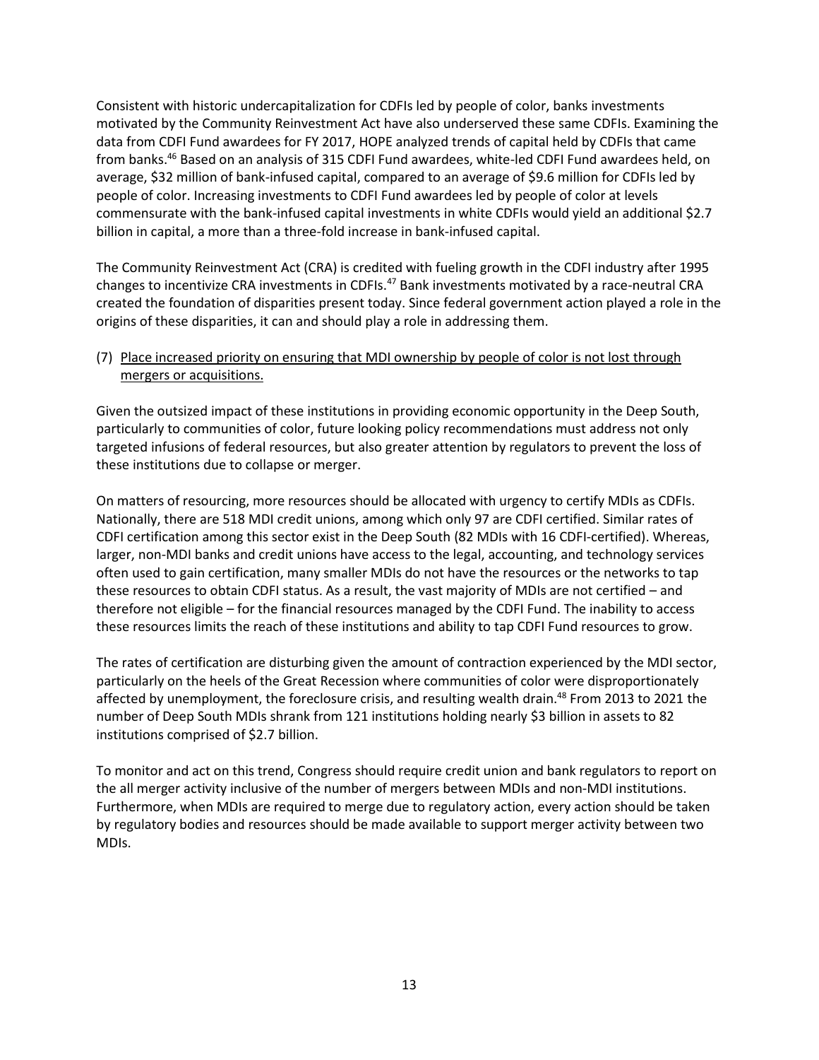Consistent with historic undercapitalization for CDFIs led by people of color, banks investments motivated by the Community Reinvestment Act have also underserved these same CDFIs. Examining the data from CDFI Fund awardees for FY 2017, HOPE analyzed trends of capital held by CDFIs that came from banks.[46] Based on an analysis of 315 CDFI Fund awardees, white-led CDFI Fund awardees held, on average, $32 million of bank-infused capital, compared to an average of $9.6 million for CDFIs led by people of color. Increasing investments to CDFI Fund awardees led by people of color at levels commensurate with the bank-infused capital investments in white CDFIs would yield an additional $2.7 billion in capital, a more than a three-fold increase in bank-infused capital.

The Community Reinvestment Act (CRA) is credited with fueling growth in the CDFI industry after 1995 changes to incentivize CRA investments in CDFIs.[47] Bank investments motivated by a race-neutral CRA created the foundation of disparities present today. Since federal government action played a role in the origins of these disparities, it can and should play a role in addressing them.

(7) <u>Place increased priority on ensuring that MDI ownership by people of color is not lost through mergers or acquisitions.</u>

Given the outsized impact of these institutions in providing economic opportunity in the Deep South, particularly to communities of color, future looking policy recommendations must address not only targeted infusions of federal resources, but also greater attention by regulators to prevent the loss of these institutions due to collapse or merger.

On matters of resourcing, more resources should be allocated with urgency to certify MDIs as CDFIs. Nationally, there are 518 MDI credit unions, among which only 97 are CDFI certified. Similar rates of CDFI certification among this sector exist in the Deep South (82 MDIs with 16 CDFI-certified). Whereas, larger, non-MDI banks and credit unions have access to the legal, accounting, and technology services often used to gain certification, many smaller MDIs do not have the resources or the networks to tap these resources to obtain CDFI status. As a result, the vast majority of MDIs are not certified – and therefore not eligible – for the financial resources managed by the CDFI Fund. The inability to access these resources limits the reach of these institutions and ability to tap CDFI Fund resources to grow.

The rates of certification are disturbing given the amount of contraction experienced by the MDI sector, particularly on the heels of the Great Recession where communities of color were disproportionately affected by unemployment, the foreclosure crisis, and resulting wealth drain.[48] From 2013 to 2021 the number of Deep South MDIs shrank from 121 institutions holding nearly $3 billion in assets to 82 institutions comprised of $2.7 billion.

To monitor and act on this trend, Congress should require credit union and bank regulators to report on the all merger activity inclusive of the number of mergers between MDIs and non-MDI institutions. Furthermore, when MDIs are required to merge due to regulatory action, every action should be taken by regulatory bodies and resources should be made available to support merger activity between two MDIs.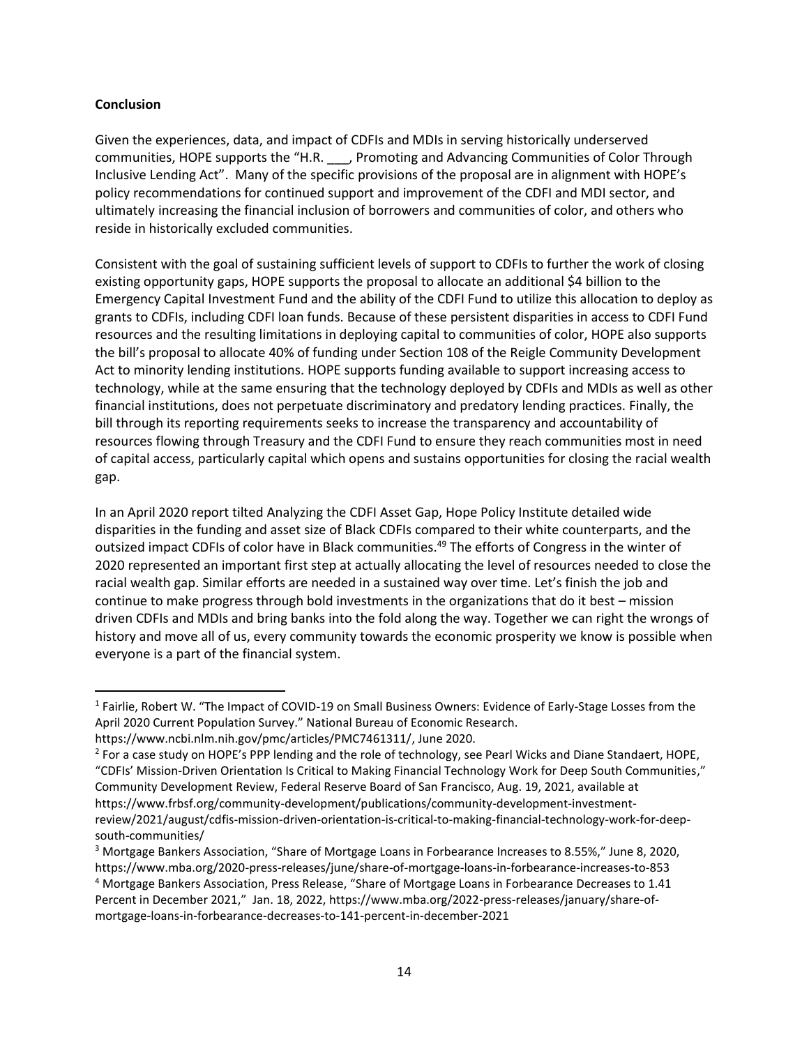**Conclusion**

Given the experiences, data, and impact of CDFIs and MDIs in serving historically underserved communities, HOPE supports the "H.R. ___, Promoting and Advancing Communities of Color Through Inclusive Lending Act". Many of the specific provisions of the proposal are in alignment with HOPE's policy recommendations for continued support and improvement of the CDFI and MDI sector, and ultimately increasing the financial inclusion of borrowers and communities of color, and others who reside in historically excluded communities.

Consistent with the goal of sustaining sufficient levels of support to CDFIs to further the work of closing existing opportunity gaps, HOPE supports the proposal to allocate an additional $4 billion to the Emergency Capital Investment Fund and the ability of the CDFI Fund to utilize this allocation to deploy as grants to CDFIs, including CDFI loan funds. Because of these persistent disparities in access to CDFI Fund resources and the resulting limitations in deploying capital to communities of color, HOPE also supports the bill's proposal to allocate 40% of funding under Section 108 of the Reigle Community Development Act to minority lending institutions. HOPE supports funding available to support increasing access to technology, while at the same ensuring that the technology deployed by CDFIs and MDIs as well as other financial institutions, does not perpetuate discriminatory and predatory lending practices. Finally, the bill through its reporting requirements seeks to increase the transparency and accountability of resources flowing through Treasury and the CDFI Fund to ensure they reach communities most in need of capital access, particularly capital which opens and sustains opportunities for closing the racial wealth gap.

In an April 2020 report tilted Analyzing the CDFI Asset Gap, Hope Policy Institute detailed wide disparities in the funding and asset size of Black CDFIs compared to their white counterparts, and the outsized impact CDFIs of color have in Black communities.[49] The efforts of Congress in the winter of 2020 represented an important first step at actually allocating the level of resources needed to close the racial wealth gap. Similar efforts are needed in a sustained way over time. Let's finish the job and continue to make progress through bold investments in the organizations that do it best – mission driven CDFIs and MDIs and bring banks into the fold along the way. Together we can right the wrongs of history and move all of us, every community towards the economic prosperity we know is possible when everyone is a part of the financial system.

---

[1] Fairlie, Robert W. "The Impact of COVID-19 on Small Business Owners: Evidence of Early-Stage Losses from the April 2020 Current Population Survey." National Bureau of Economic Research. https://www.ncbi.nlm.nih.gov/pmc/articles/PMC7461311/, June 2020.

[2] For a case study on HOPE's PPP lending and the role of technology, see Pearl Wicks and Diane Standaert, HOPE, "CDFIs' Mission-Driven Orientation Is Critical to Making Financial Technology Work for Deep South Communities," Community Development Review, Federal Reserve Board of San Francisco, Aug. 19, 2021, available at https://www.frbsf.org/community-development/publications/community-development-investment-review/2021/august/cdfis-mission-driven-orientation-is-critical-to-making-financial-technology-work-for-deep-south-communities/

[3] Mortgage Bankers Association, "Share of Mortgage Loans in Forbearance Increases to 8.55%," June 8, 2020, https://www.mba.org/2020-press-releases/june/share-of-mortgage-loans-in-forbearance-increases-to-853

[4] Mortgage Bankers Association, Press Release, "Share of Mortgage Loans in Forbearance Decreases to 1.41 Percent in December 2021," Jan. 18, 2022, https://www.mba.org/2022-press-releases/january/share-of-mortgage-loans-in-forbearance-decreases-to-141-percent-in-december-2021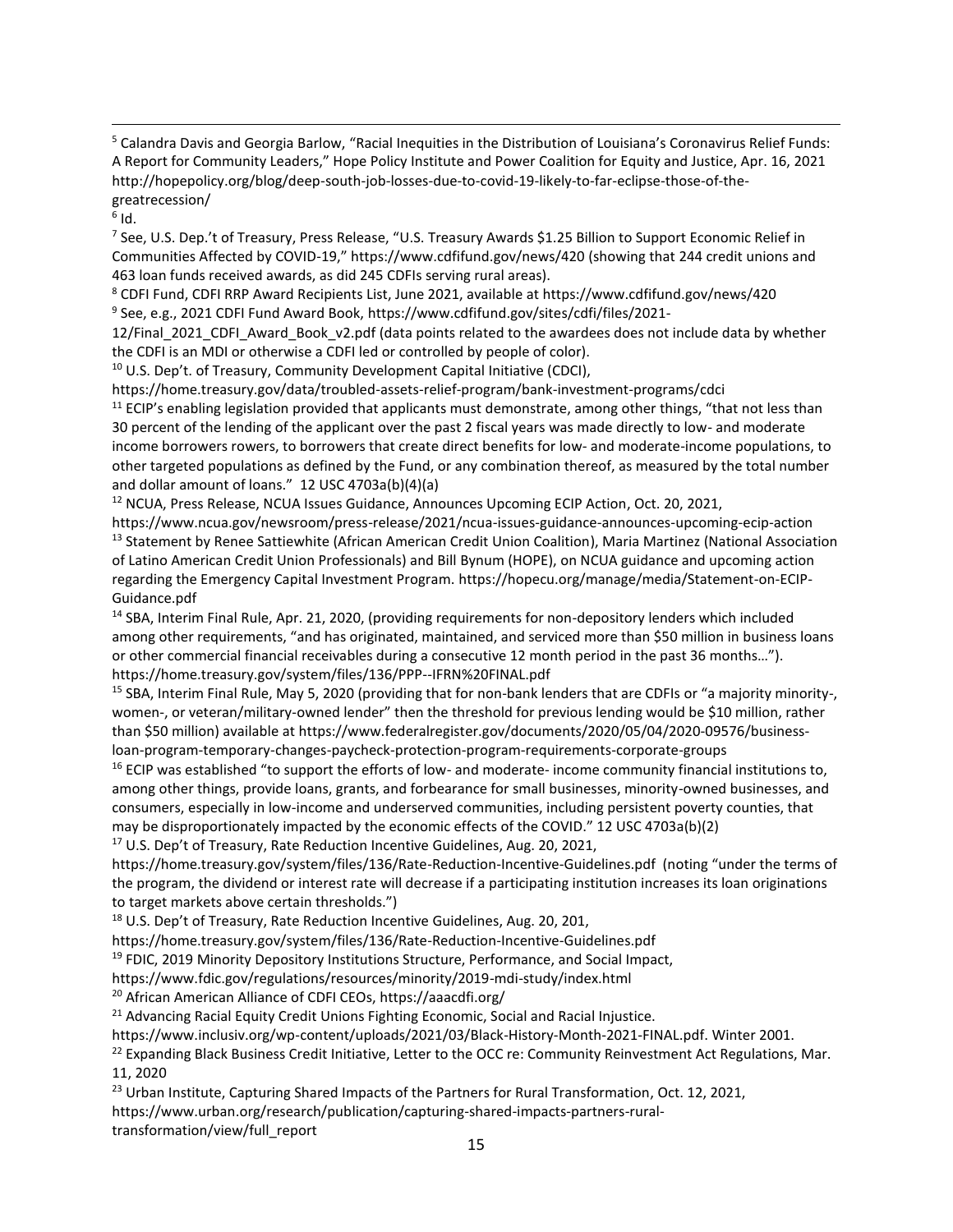[5] Calandra Davis and Georgia Barlow, "Racial Inequities in the Distribution of Louisiana's Coronavirus Relief Funds: A Report for Community Leaders," Hope Policy Institute and Power Coalition for Equity and Justice, Apr. 16, 2021 http://hopepolicy.org/blog/deep-south-job-losses-due-to-covid-19-likely-to-far-eclipse-those-of-the-greatrecession/

[6] Id.

[7] See, U.S. Dep.'t of Treasury, Press Release, "U.S. Treasury Awards $1.25 Billion to Support Economic Relief in Communities Affected by COVID-19," https://www.cdfifund.gov/news/420 (showing that 244 credit unions and 463 loan funds received awards, as did 245 CDFIs serving rural areas).

[8] CDFI Fund, CDFI RRP Award Recipients List, June 2021, available at https://www.cdfifund.gov/news/420

[9] See, e.g., 2021 CDFI Fund Award Book, https://www.cdfifund.gov/sites/cdfi/files/2021-12/Final_2021_CDFI_Award_Book_v2.pdf (data points related to the awardees does not include data by whether the CDFI is an MDI or otherwise a CDFI led or controlled by people of color).

[10] U.S. Dep't. of Treasury, Community Development Capital Initiative (CDCI), https://home.treasury.gov/data/troubled-assets-relief-program/bank-investment-programs/cdci

[11] ECIP's enabling legislation provided that applicants must demonstrate, among other things, "that not less than 30 percent of the lending of the applicant over the past 2 fiscal years was made directly to low- and moderate income borrowers rowers, to borrowers that create direct benefits for low- and moderate-income populations, to other targeted populations as defined by the Fund, or any combination thereof, as measured by the total number and dollar amount of loans." 12 USC 4703a(b)(4)(a)

[12] NCUA, Press Release, NCUA Issues Guidance, Announces Upcoming ECIP Action, Oct. 20, 2021, https://www.ncua.gov/newsroom/press-release/2021/ncua-issues-guidance-announces-upcoming-ecip-action

[13] Statement by Renee Sattiewhite (African American Credit Union Coalition), Maria Martinez (National Association of Latino American Credit Union Professionals) and Bill Bynum (HOPE), on NCUA guidance and upcoming action regarding the Emergency Capital Investment Program. https://hopecu.org/manage/media/Statement-on-ECIP-Guidance.pdf

[14] SBA, Interim Final Rule, Apr. 21, 2020, (providing requirements for non-depository lenders which included among other requirements, "and has originated, maintained, and serviced more than $50 million in business loans or other commercial financial receivables during a consecutive 12 month period in the past 36 months…"). https://home.treasury.gov/system/files/136/PPP--IFRN%20FINAL.pdf

[15] SBA, Interim Final Rule, May 5, 2020 (providing that for non-bank lenders that are CDFIs or "a majority minority-, women-, or veteran/military-owned lender" then the threshold for previous lending would be $10 million, rather than $50 million) available at https://www.federalregister.gov/documents/2020/05/04/2020-09576/business-loan-program-temporary-changes-paycheck-protection-program-requirements-corporate-groups

[16] ECIP was established "to support the efforts of low- and moderate- income community financial institutions to, among other things, provide loans, grants, and forbearance for small businesses, minority-owned businesses, and consumers, especially in low-income and underserved communities, including persistent poverty counties, that may be disproportionately impacted by the economic effects of the COVID." 12 USC 4703a(b)(2)

[17] U.S. Dep't of Treasury, Rate Reduction Incentive Guidelines, Aug. 20, 2021, https://home.treasury.gov/system/files/136/Rate-Reduction-Incentive-Guidelines.pdf (noting "under the terms of the program, the dividend or interest rate will decrease if a participating institution increases its loan originations to target markets above certain thresholds.")

[18] U.S. Dep't of Treasury, Rate Reduction Incentive Guidelines, Aug. 20, 201, https://home.treasury.gov/system/files/136/Rate-Reduction-Incentive-Guidelines.pdf

[19] FDIC, 2019 Minority Depository Institutions Structure, Performance, and Social Impact, https://www.fdic.gov/regulations/resources/minority/2019-mdi-study/index.html

[20] African American Alliance of CDFI CEOs, https://aaacdfi.org/

[21] Advancing Racial Equity Credit Unions Fighting Economic, Social and Racial Injustice. https://www.inclusiv.org/wp-content/uploads/2021/03/Black-History-Month-2021-FINAL.pdf. Winter 2001.

[22] Expanding Black Business Credit Initiative, Letter to the OCC re: Community Reinvestment Act Regulations, Mar. 11, 2020

[23] Urban Institute, Capturing Shared Impacts of the Partners for Rural Transformation, Oct. 12, 2021, https://www.urban.org/research/publication/capturing-shared-impacts-partners-rural-transformation/view/full_report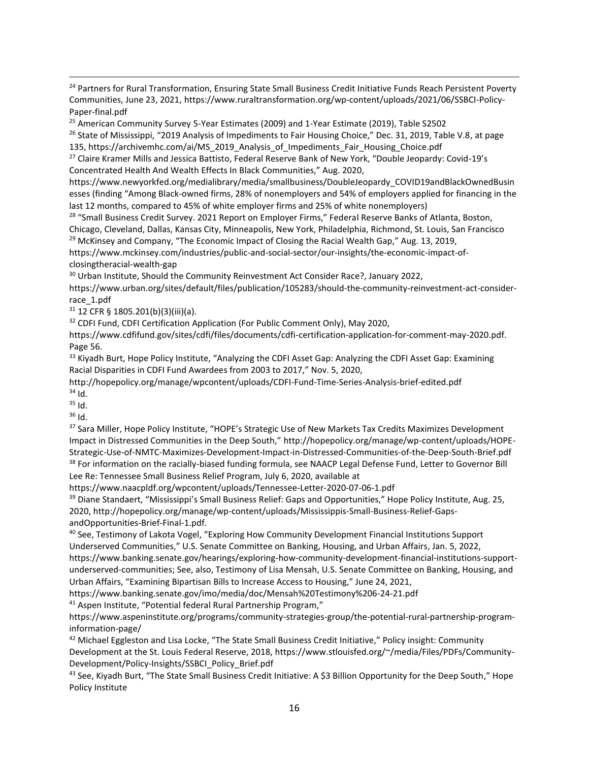[24] Partners for Rural Transformation, Ensuring State Small Business Credit Initiative Funds Reach Persistent Poverty Communities, June 23, 2021, https://www.ruraltransformation.org/wp-content/uploads/2021/06/SSBCI-Policy-Paper-final.pdf

[25] American Community Survey 5-Year Estimates (2009) and 1-Year Estimate (2019), Table S2502

[26] State of Mississippi, "2019 Analysis of Impediments to Fair Housing Choice," Dec. 31, 2019, Table V.8, at page 135, https://archivemhc.com/ai/MS_2019_Analysis_of_Impediments_Fair_Housing_Choice.pdf

[27] Claire Kramer Mills and Jessica Battisto, Federal Reserve Bank of New York, "Double Jeopardy: Covid-19's Concentrated Health And Wealth Effects In Black Communities," Aug. 2020, https://www.newyorkfed.org/medialibrary/media/smallbusiness/DoubleJeopardy_COVID19andBlackOwnedBusinesses (finding "Among Black-owned firms, 28% of nonemployers and 54% of employers applied for financing in the last 12 months, compared to 45% of white employer firms and 25% of white nonemployers)

[28] "Small Business Credit Survey. 2021 Report on Employer Firms," Federal Reserve Banks of Atlanta, Boston, Chicago, Cleveland, Dallas, Kansas City, Minneapolis, New York, Philadelphia, Richmond, St. Louis, San Francisco

[29] McKinsey and Company, "The Economic Impact of Closing the Racial Wealth Gap," Aug. 13, 2019, https://www.mckinsey.com/industries/public-and-social-sector/our-insights/the-economic-impact-of-closingtheracial-wealth-gap

[30] Urban Institute, Should the Community Reinvestment Act Consider Race?, January 2022, https://www.urban.org/sites/default/files/publication/105283/should-the-community-reinvestment-act-consider-race_1.pdf

[31] 12 CFR § 1805.201(b)(3)(iii)(a).

[32] CDFI Fund, CDFI Certification Application (For Public Comment Only), May 2020, https://www.cdfifund.gov/sites/cdfi/files/documents/cdfi-certification-application-for-comment-may-2020.pdf. Page 56.

[33] Kiyadh Burt, Hope Policy Institute, "Analyzing the CDFI Asset Gap: Analyzing the CDFI Asset Gap: Examining Racial Disparities in CDFI Fund Awardees from 2003 to 2017," Nov. 5, 2020, http://hopepolicy.org/manage/wpcontent/uploads/CDFI-Fund-Time-Series-Analysis-brief-edited.pdf

[34] Id.

[35] Id.

[36] Id.

[37] Sara Miller, Hope Policy Institute, "HOPE's Strategic Use of New Markets Tax Credits Maximizes Development Impact in Distressed Communities in the Deep South," http://hopepolicy.org/manage/wp-content/uploads/HOPE-Strategic-Use-of-NMTC-Maximizes-Development-Impact-in-Distressed-Communities-of-the-Deep-South-Brief.pdf

[38] For information on the racially-biased funding formula, see NAACP Legal Defense Fund, Letter to Governor Bill Lee Re: Tennessee Small Business Relief Program, July 6, 2020, available at https://www.naacpldf.org/wpcontent/uploads/Tennessee-Letter-2020-07-06-1.pdf

[39] Diane Standaert, "Mississippi's Small Business Relief: Gaps and Opportunities," Hope Policy Institute, Aug. 25, 2020, http://hopepolicy.org/manage/wp-content/uploads/Mississippis-Small-Business-Relief-Gaps-andOpportunities-Brief-Final-1.pdf.

[40] See, Testimony of Lakota Vogel, "Exploring How Community Development Financial Institutions Support Underserved Communities," U.S. Senate Committee on Banking, Housing, and Urban Affairs, Jan. 5, 2022, https://www.banking.senate.gov/hearings/exploring-how-community-development-financial-institutions-support-underserved-communities; See, also, Testimony of Lisa Mensah, U.S. Senate Committee on Banking, Housing, and Urban Affairs, "Examining Bipartisan Bills to Increase Access to Housing," June 24, 2021, https://www.banking.senate.gov/imo/media/doc/Mensah%20Testimony%206-24-21.pdf

[41] Aspen Institute, "Potential federal Rural Partnership Program," https://www.aspeninstitute.org/programs/community-strategies-group/the-potential-rural-partnership-program-information-page/

[42] Michael Eggleston and Lisa Locke, "The State Small Business Credit Initiative," Policy insight: Community Development at the St. Louis Federal Reserve, 2018, https://www.stlouisfed.org/~/media/Files/PDFs/Community-Development/Policy-Insights/SSBCI_Policy_Brief.pdf

[43] See, Kiyadh Burt, "The State Small Business Credit Initiative: A $3 Billion Opportunity for the Deep South," Hope Policy Institute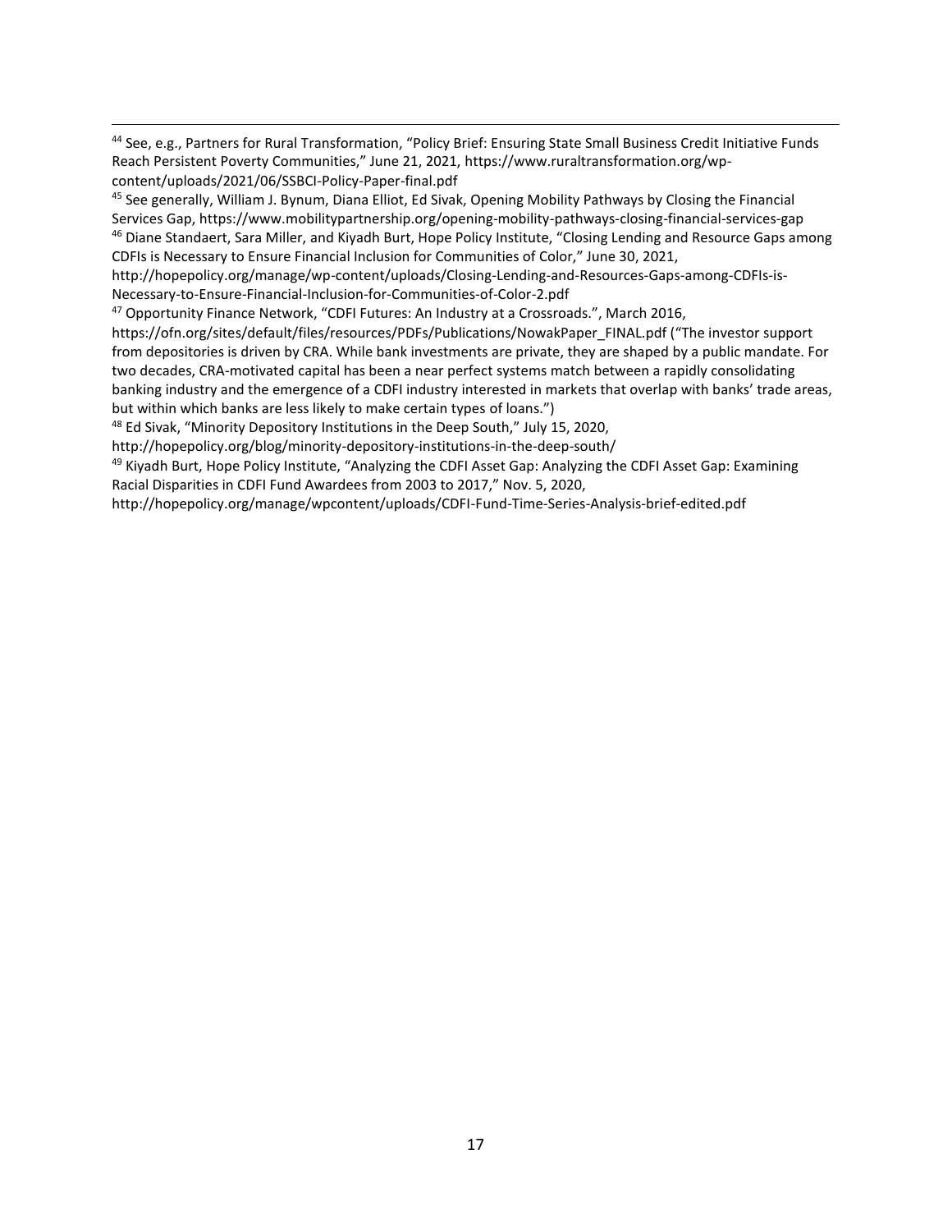[44] See, e.g., Partners for Rural Transformation, "Policy Brief: Ensuring State Small Business Credit Initiative Funds Reach Persistent Poverty Communities," June 21, 2021, https://www.ruraltransformation.org/wp-content/uploads/2021/06/SSBCI-Policy-Paper-final.pdf

[45] See generally, William J. Bynum, Diana Elliot, Ed Sivak, Opening Mobility Pathways by Closing the Financial Services Gap, https://www.mobilitypartnership.org/opening-mobility-pathways-closing-financial-services-gap

[46] Diane Standaert, Sara Miller, and Kiyadh Burt, Hope Policy Institute, "Closing Lending and Resource Gaps among CDFIs is Necessary to Ensure Financial Inclusion for Communities of Color," June 30, 2021, http://hopepolicy.org/manage/wp-content/uploads/Closing-Lending-and-Resources-Gaps-among-CDFIs-is-Necessary-to-Ensure-Financial-Inclusion-for-Communities-of-Color-2.pdf

[47] Opportunity Finance Network, "CDFI Futures: An Industry at a Crossroads.", March 2016, https://ofn.org/sites/default/files/resources/PDFs/Publications/NowakPaper_FINAL.pdf ("The investor support from depositories is driven by CRA. While bank investments are private, they are shaped by a public mandate. For two decades, CRA-motivated capital has been a near perfect systems match between a rapidly consolidating banking industry and the emergence of a CDFI industry interested in markets that overlap with banks' trade areas, but within which banks are less likely to make certain types of loans.")

[48] Ed Sivak, "Minority Depository Institutions in the Deep South," July 15, 2020, http://hopepolicy.org/blog/minority-depository-institutions-in-the-deep-south/

[49] Kiyadh Burt, Hope Policy Institute, "Analyzing the CDFI Asset Gap: Analyzing the CDFI Asset Gap: Examining Racial Disparities in CDFI Fund Awardees from 2003 to 2017," Nov. 5, 2020, http://hopepolicy.org/manage/wpcontent/uploads/CDFI-Fund-Time-Series-Analysis-brief-edited.pdf